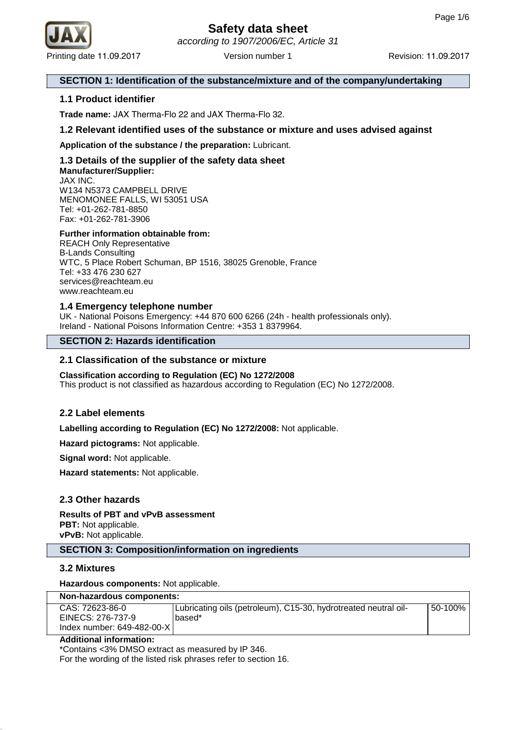# Safety data sheet

*according to 1907/2006/EC, Article 31*

Printing date 11.09.2017 Version number 1 Revision: 11.09.2017

## SECTION 1: Identification of the substance/mixture and of the company/undertaking

### 1.1 Product identifier

**Trade name:** JAX Therma-Flo 22 and JAX Therma-Flo 32.

### 1.2 Relevant identified uses of the substance or mixture and uses advised against

**Application of the substance / the preparation:** Lubricant.

### 1.3 Details of the supplier of the safety data sheet

**Manufacturer/Supplier:**
JAX INC.
W134 N5373 CAMPBELL DRIVE
MENOMONEE FALLS, WI 53051 USA
Tel: +01-262-781-8850
Fax: +01-262-781-3906

**Further information obtainable from:**
REACH Only Representative
B-Lands Consulting
WTC, 5 Place Robert Schuman, BP 1516, 38025 Grenoble, France
Tel: +33 476 230 627
services@reachteam.eu
www.reachteam.eu

### 1.4 Emergency telephone number

UK - National Poisons Emergency: +44 870 600 6266 (24h - health professionals only).
Ireland - National Poisons Information Centre: +353 1 8379964.

## SECTION 2: Hazards identification

### 2.1 Classification of the substance or mixture

**Classification according to Regulation (EC) No 1272/2008**
This product is not classified as hazardous according to Regulation (EC) No 1272/2008.

### 2.2 Label elements

**Labelling according to Regulation (EC) No 1272/2008:** Not applicable.

**Hazard pictograms:** Not applicable.

**Signal word:** Not applicable.

**Hazard statements:** Not applicable.

### 2.3 Other hazards

**Results of PBT and vPvB assessment**
**PBT:** Not applicable.
**vPvB:** Not applicable.

## SECTION 3: Composition/information on ingredients

### 3.2 Mixtures

**Hazardous components:** Not applicable.

| Non-hazardous components: | | |
|---|---|---|
| CAS: 72623-86-0<br>EINECS: 276-737-9<br>Index number: 649-482-00-X | Lubricating oils (petroleum), C15-30, hydrotreated neutral oil-based* | 50-100% |

**Additional information:**
*Contains <3% DMSO extract as measured by IP 346.
For the wording of the listed risk phrases refer to section 16.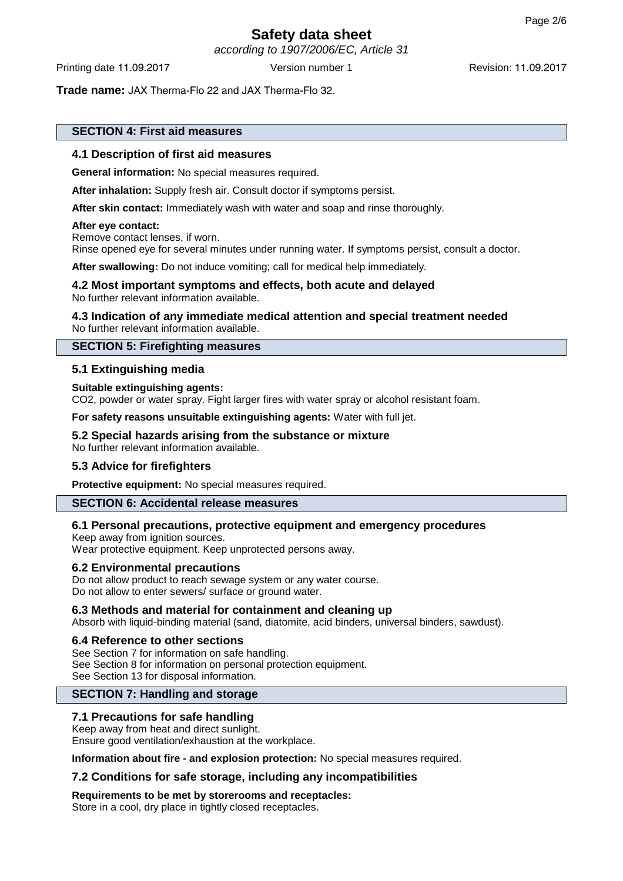**Trade name:** JAX Therma-Flo 22 and JAX Therma-Flo 32.

## SECTION 4: First aid measures

### 4.1 Description of first aid measures

**General information:** No special measures required.

**After inhalation:** Supply fresh air. Consult doctor if symptoms persist.

**After skin contact:** Immediately wash with water and soap and rinse thoroughly.

**After eye contact:**
Remove contact lenses, if worn.
Rinse opened eye for several minutes under running water. If symptoms persist, consult a doctor.

**After swallowing:** Do not induce vomiting; call for medical help immediately.

### 4.2 Most important symptoms and effects, both acute and delayed

No further relevant information available.

### 4.3 Indication of any immediate medical attention and special treatment needed

No further relevant information available.

## SECTION 5: Firefighting measures

### 5.1 Extinguishing media

**Suitable extinguishing agents:**
$CO_2$, powder or water spray. Fight larger fires with water spray or alcohol resistant foam.

**For safety reasons unsuitable extinguishing agents:** Water with full jet.

### 5.2 Special hazards arising from the substance or mixture

No further relevant information available.

### 5.3 Advice for firefighters

**Protective equipment:** No special measures required.

## SECTION 6: Accidental release measures

### 6.1 Personal precautions, protective equipment and emergency procedures

Keep away from ignition sources.
Wear protective equipment. Keep unprotected persons away.

### 6.2 Environmental precautions

Do not allow product to reach sewage system or any water course.
Do not allow to enter sewers/ surface or ground water.

### 6.3 Methods and material for containment and cleaning up

Absorb with liquid-binding material (sand, diatomite, acid binders, universal binders, sawdust).

### 6.4 Reference to other sections

See Section 7 for information on safe handling.
See Section 8 for information on personal protection equipment.
See Section 13 for disposal information.

## SECTION 7: Handling and storage

### 7.1 Precautions for safe handling

Keep away from heat and direct sunlight.
Ensure good ventilation/exhaustion at the workplace.

**Information about fire - and explosion protection:** No special measures required.

### 7.2 Conditions for safe storage, including any incompatibilities

**Requirements to be met by storerooms and receptacles:**
Store in a cool, dry place in tightly closed receptacles.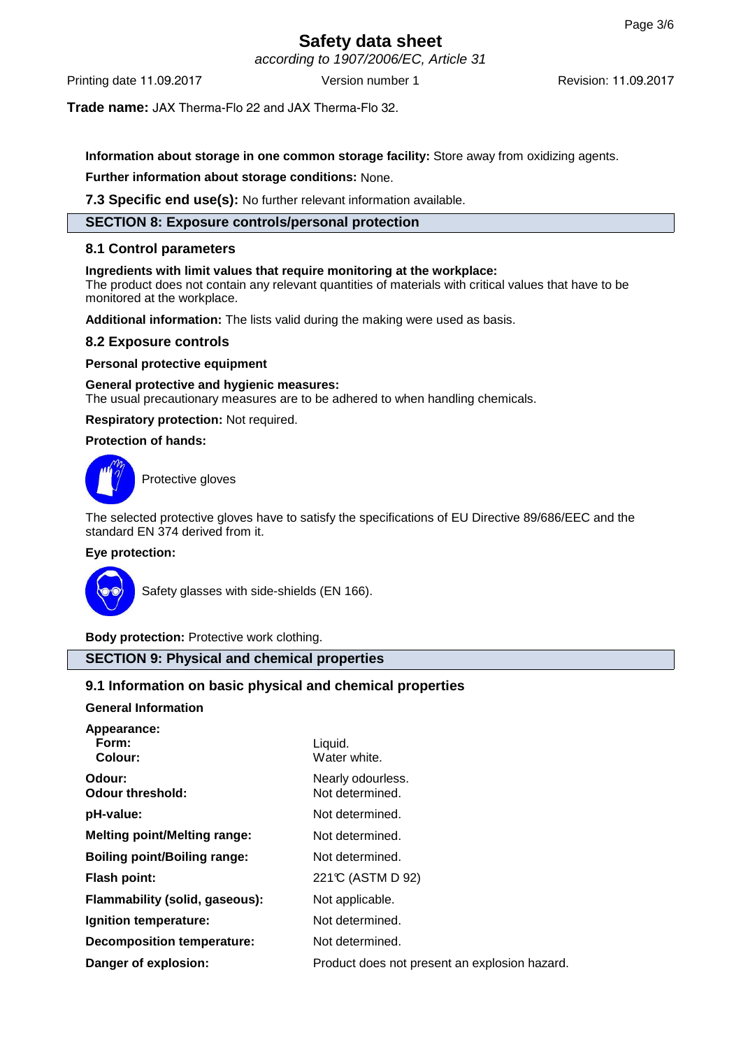**Trade name:** JAX Therma-Flo 22 and JAX Therma-Flo 32.

**Information about storage in one common storage facility:** Store away from oxidizing agents.

**Further information about storage conditions:** None.

**7.3 Specific end use(s):** No further relevant information available.

## SECTION 8: Exposure controls/personal protection

### 8.1 Control parameters

**Ingredients with limit values that require monitoring at the workplace:**
The product does not contain any relevant quantities of materials with critical values that have to be monitored at the workplace.

**Additional information:** The lists valid during the making were used as basis.

### 8.2 Exposure controls

**Personal protective equipment**

**General protective and hygienic measures:**
The usual precautionary measures are to be adhered to when handling chemicals.

**Respiratory protection:** Not required.

**Protection of hands:**

Protective gloves

The selected protective gloves have to satisfy the specifications of EU Directive 89/686/EEC and the standard EN 374 derived from it.

**Eye protection:**

Safety glasses with side-shields (EN 166).

**Body protection:** Protective work clothing.

## SECTION 9: Physical and chemical properties

### 9.1 Information on basic physical and chemical properties

**General Information**

| | |
|---|---|
| **Appearance:** | |
| **Form:** | Liquid. |
| **Colour:** | Water white. |
| **Odour:** | Nearly odourless. |
| **Odour threshold:** | Not determined. |
| **pH-value:** | Not determined. |
| **Melting point/Melting range:** | Not determined. |
| **Boiling point/Boiling range:** | Not determined. |
| **Flash point:** | 221°C (ASTM D 92) |
| **Flammability (solid, gaseous):** | Not applicable. |
| **Ignition temperature:** | Not determined. |
| **Decomposition temperature:** | Not determined. |
| **Danger of explosion:** | Product does not present an explosion hazard. |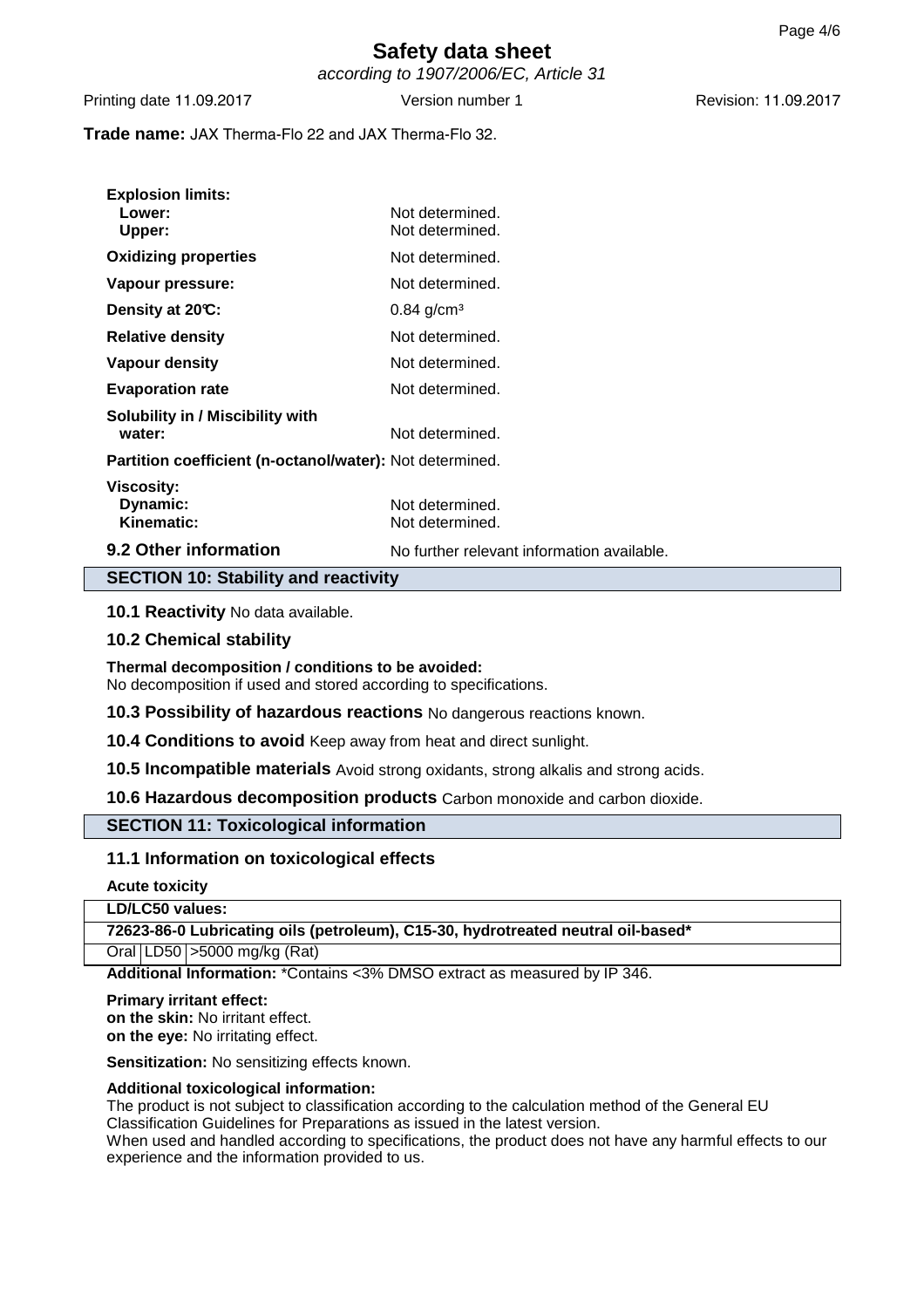**Explosion limits:**

| | |
|---|---|
| **Lower:** | Not determined. |
| **Upper:** | Not determined. |
| **Oxidizing properties** | Not determined. |
| **Vapour pressure:** | Not determined. |
| **Density at 20°C:** | 0.84 g/cm³ |
| **Relative density** | Not determined. |
| **Vapour density** | Not determined. |
| **Evaporation rate** | Not determined. |
| **Solubility in / Miscibility with water:** | Not determined. |
| **Partition coefficient (n-octanol/water):** | Not determined. |

**Viscosity:**

| | |
|---|---|
| **Dynamic:** | Not determined. |
| **Kinematic:** | Not determined. |

**9.2 Other information** No further relevant information available.

## SECTION 10: Stability and reactivity

**10.1 Reactivity** No data available.

**10.2 Chemical stability**

**Thermal decomposition / conditions to be avoided:**
No decomposition if used and stored according to specifications.

**10.3 Possibility of hazardous reactions** No dangerous reactions known.

**10.4 Conditions to avoid** Keep away from heat and direct sunlight.

**10.5 Incompatible materials** Avoid strong oxidants, strong alkalis and strong acids.

**10.6 Hazardous decomposition products** Carbon monoxide and carbon dioxide.

## SECTION 11: Toxicological information

### 11.1 Information on toxicological effects

**Acute toxicity**

| **LD/LC50 values:** | | |
|---|---|---|
| **72623-86-0 Lubricating oils (petroleum), C15-30, hydrotreated neutral oil-based*** | | |
| Oral | LD50 | >5000 mg/kg (Rat) |

**Additional Information:** *Contains <3% DMSO extract as measured by IP 346.

**Primary irritant effect:**
**on the skin:** No irritant effect.
**on the eye:** No irritating effect.

**Sensitization:** No sensitizing effects known.

**Additional toxicological information:**
The product is not subject to classification according to the calculation method of the General EU Classification Guidelines for Preparations as issued in the latest version.
When used and handled according to specifications, the product does not have any harmful effects to our experience and the information provided to us.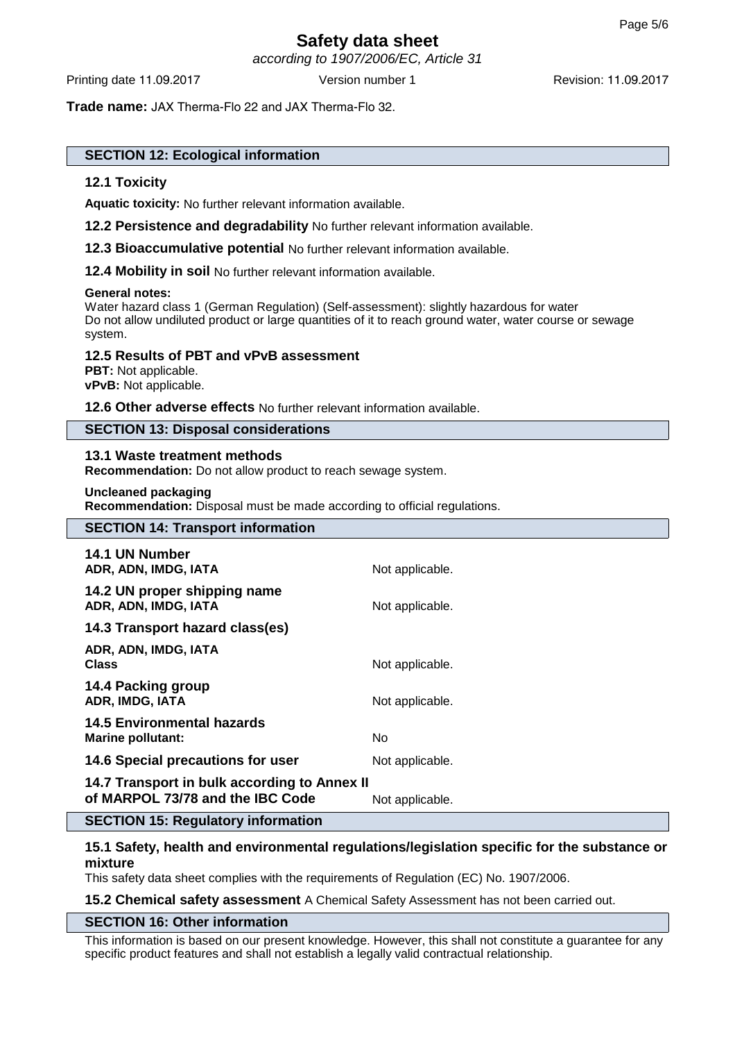**Trade name:** JAX Therma-Flo 22 and JAX Therma-Flo 32.

## SECTION 12: Ecological information

### 12.1 Toxicity

**Aquatic toxicity:** No further relevant information available.

**12.2 Persistence and degradability** No further relevant information available.

**12.3 Bioaccumulative potential** No further relevant information available.

**12.4 Mobility in soil** No further relevant information available.

**General notes:**
Water hazard class 1 (German Regulation) (Self-assessment): slightly hazardous for water
Do not allow undiluted product or large quantities of it to reach ground water, water course or sewage system.

### 12.5 Results of PBT and vPvB assessment

**PBT:** Not applicable.
**vPvB:** Not applicable.

**12.6 Other adverse effects** No further relevant information available.

## SECTION 13: Disposal considerations

### 13.1 Waste treatment methods

**Recommendation:** Do not allow product to reach sewage system.

**Uncleaned packaging**
**Recommendation:** Disposal must be made according to official regulations.

## SECTION 14: Transport information

| | |
|---|---|
| **14.1 UN Number** | |
| **ADR, ADN, IMDG, IATA** | Not applicable. |
| **14.2 UN proper shipping name** | |
| **ADR, ADN, IMDG, IATA** | Not applicable. |
| **14.3 Transport hazard class(es)** | |
| **ADR, ADN, IMDG, IATA** | |
| **Class** | Not applicable. |
| **14.4 Packing group** | |
| **ADR, IMDG, IATA** | Not applicable. |
| **14.5 Environmental hazards** | |
| **Marine pollutant:** | No |
| **14.6 Special precautions for user** | Not applicable. |
| **14.7 Transport in bulk according to Annex II of MARPOL 73/78 and the IBC Code** | Not applicable. |

## SECTION 15: Regulatory information

### 15.1 Safety, health and environmental regulations/legislation specific for the substance or mixture

This safety data sheet complies with the requirements of Regulation (EC) No. 1907/2006.

**15.2 Chemical safety assessment** A Chemical Safety Assessment has not been carried out.

## SECTION 16: Other information

This information is based on our present knowledge. However, this shall not constitute a guarantee for any specific product features and shall not establish a legally valid contractual relationship.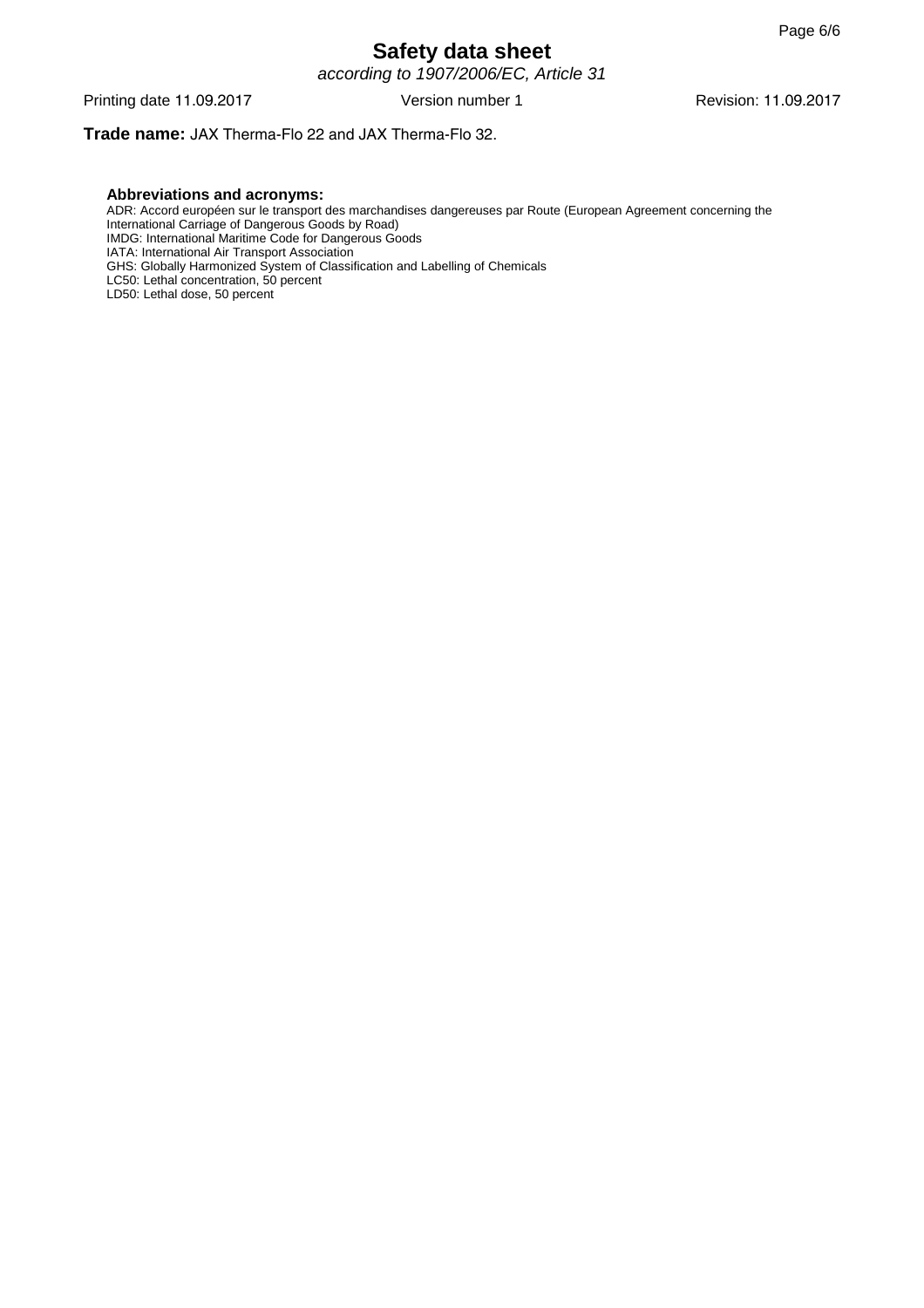**Trade name:** JAX Therma-Flo 22 and JAX Therma-Flo 32.

**Abbreviations and acronyms:**

ADR: Accord européen sur le transport des marchandises dangereuses par Route (European Agreement concerning the International Carriage of Dangerous Goods by Road)
IMDG: International Maritime Code for Dangerous Goods
IATA: International Air Transport Association
GHS: Globally Harmonized System of Classification and Labelling of Chemicals
LC50: Lethal concentration, 50 percent
LD50: Lethal dose, 50 percent